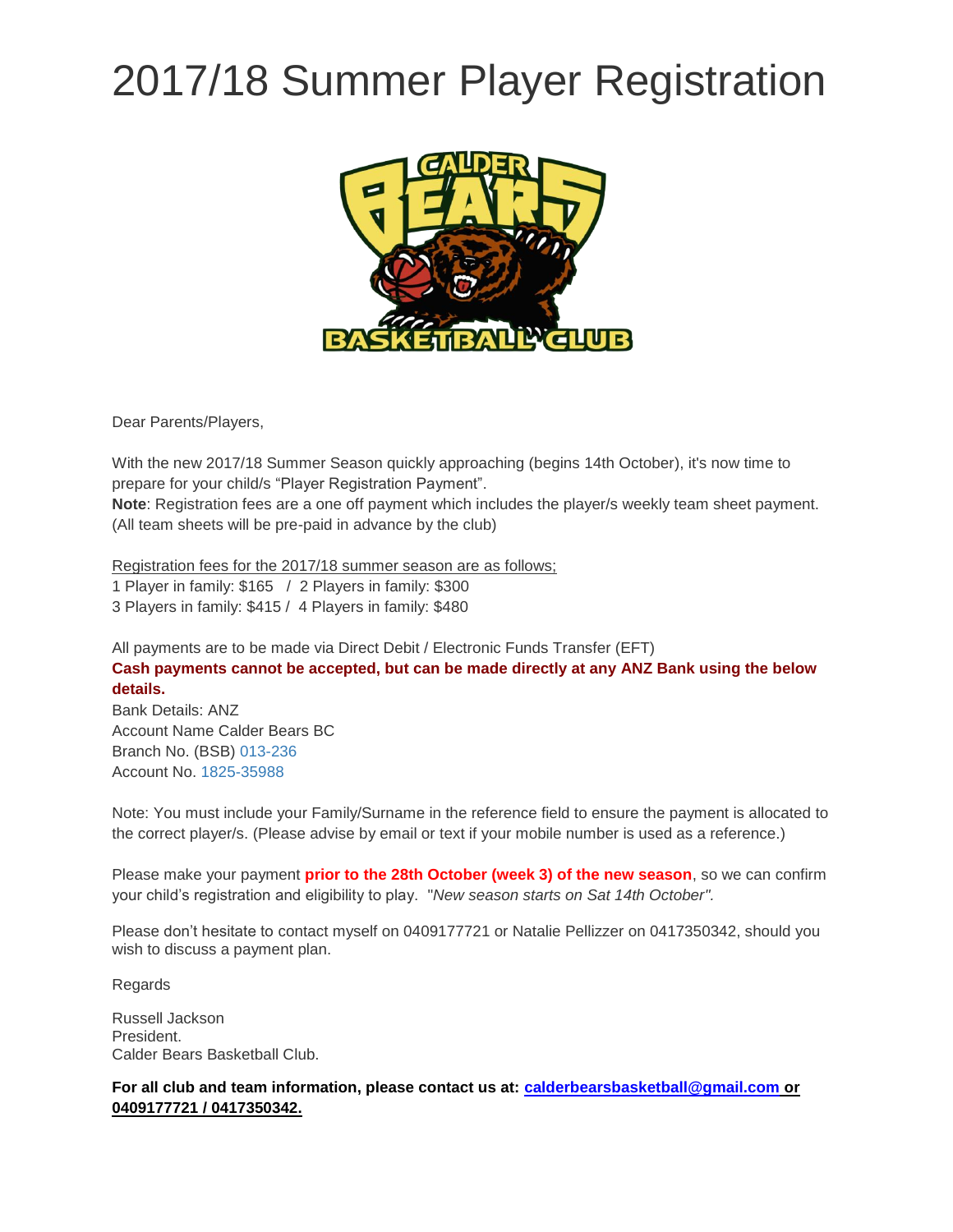# 2017/18 Summer Player Registration

Dear Parents/Players,

With the new 2017/18 Summer Season quickly approaching (begins 14th October), it's now time to prepare for your child/s "Player Registration Payment".
**Note**: Registration fees are a one off payment which includes the player/s weekly team sheet payment. (All team sheets will be pre-paid in advance by the club)

Registration fees for the 2017/18 summer season are as follows;
1 Player in family: $165 / 2 Players in family: $300
3 Players in family: $415 / 4 Players in family: $480

All payments are to be made via Direct Debit / Electronic Funds Transfer (EFT)
**Cash payments cannot be accepted, but can be made directly at any ANZ Bank using the below details.**
Bank Details: ANZ
Account Name Calder Bears BC
Branch No. (BSB) 013-236
Account No. 1825-35988

Note: You must include your Family/Surname in the reference field to ensure the payment is allocated to the correct player/s. (Please advise by email or text if your mobile number is used as a reference.)

Please make your payment **prior to the 28th October (week 3) of the new season**, so we can confirm your child's registration and eligibility to play. "*New season starts on Sat 14th October".*

Please don't hesitate to contact myself on 0409177721 or Natalie Pellizzer on 0417350342, should you wish to discuss a payment plan.

Regards

Russell Jackson
President.
Calder Bears Basketball Club.

**For all club and team information, please contact us at: calderbearsbasketball@gmail.com or 0409177721 / 0417350342.**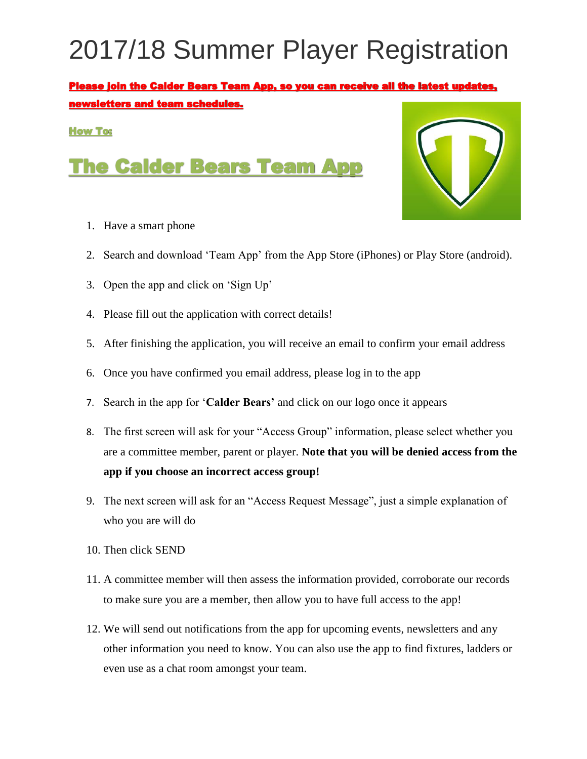# 2017/18 Summer Player Registration

**Please join the Calder Bears Team App, so you can receive all the latest updates, newsletters and team schedules.**

**How To:**

## The Calder Bears Team App

1. Have a smart phone
2. Search and download 'Team App' from the App Store (iPhones) or Play Store (android).
3. Open the app and click on 'Sign Up'
4. Please fill out the application with correct details!
5. After finishing the application, you will receive an email to confirm your email address
6. Once you have confirmed you email address, please log in to the app
7. Search in the app for '**Calder Bears'** and click on our logo once it appears
8. The first screen will ask for your "Access Group" information, please select whether you are a committee member, parent or player. **Note that you will be denied access from the app if you choose an incorrect access group!**
9. The next screen will ask for an "Access Request Message", just a simple explanation of who you are will do
10. Then click SEND
11. A committee member will then assess the information provided, corroborate our records to make sure you are a member, then allow you to have full access to the app!
12. We will send out notifications from the app for upcoming events, newsletters and any other information you need to know. You can also use the app to find fixtures, ladders or even use as a chat room amongst your team.